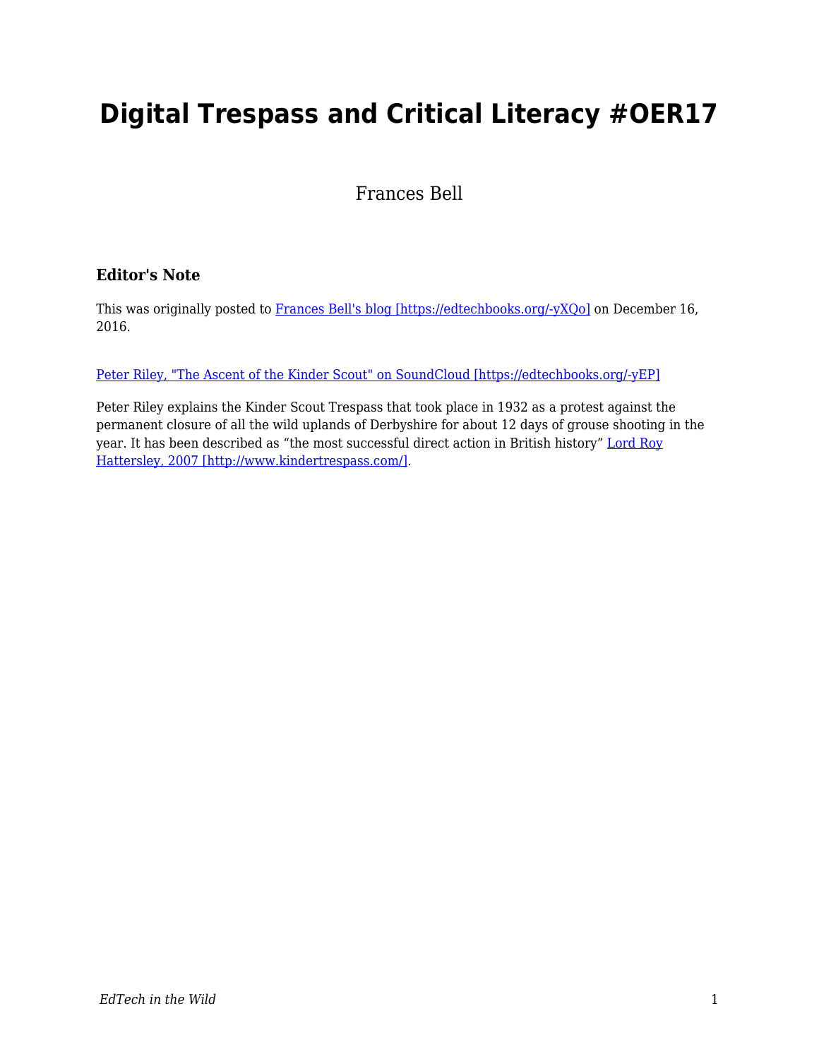# Digital Trespass and Critical Literacy #OER17

Frances Bell

### Editor's Note

This was originally posted to [Frances Bell's blog [https://edtechbooks.org/-yXQo]](https://edtechbooks.org/-yXQo) on December 16, 2016.

[Peter Riley, "The Ascent of the Kinder Scout" on SoundCloud [https://edtechbooks.org/-yEP]](https://edtechbooks.org/-yEP)

Peter Riley explains the Kinder Scout Trespass that took place in 1932 as a protest against the permanent closure of all the wild uplands of Derbyshire for about 12 days of grouse shooting in the year. It has been described as "the most successful direct action in British history" [Lord Roy Hattersley, 2007 [http://www.kindertrespass.com/]](http://www.kindertrespass.com/).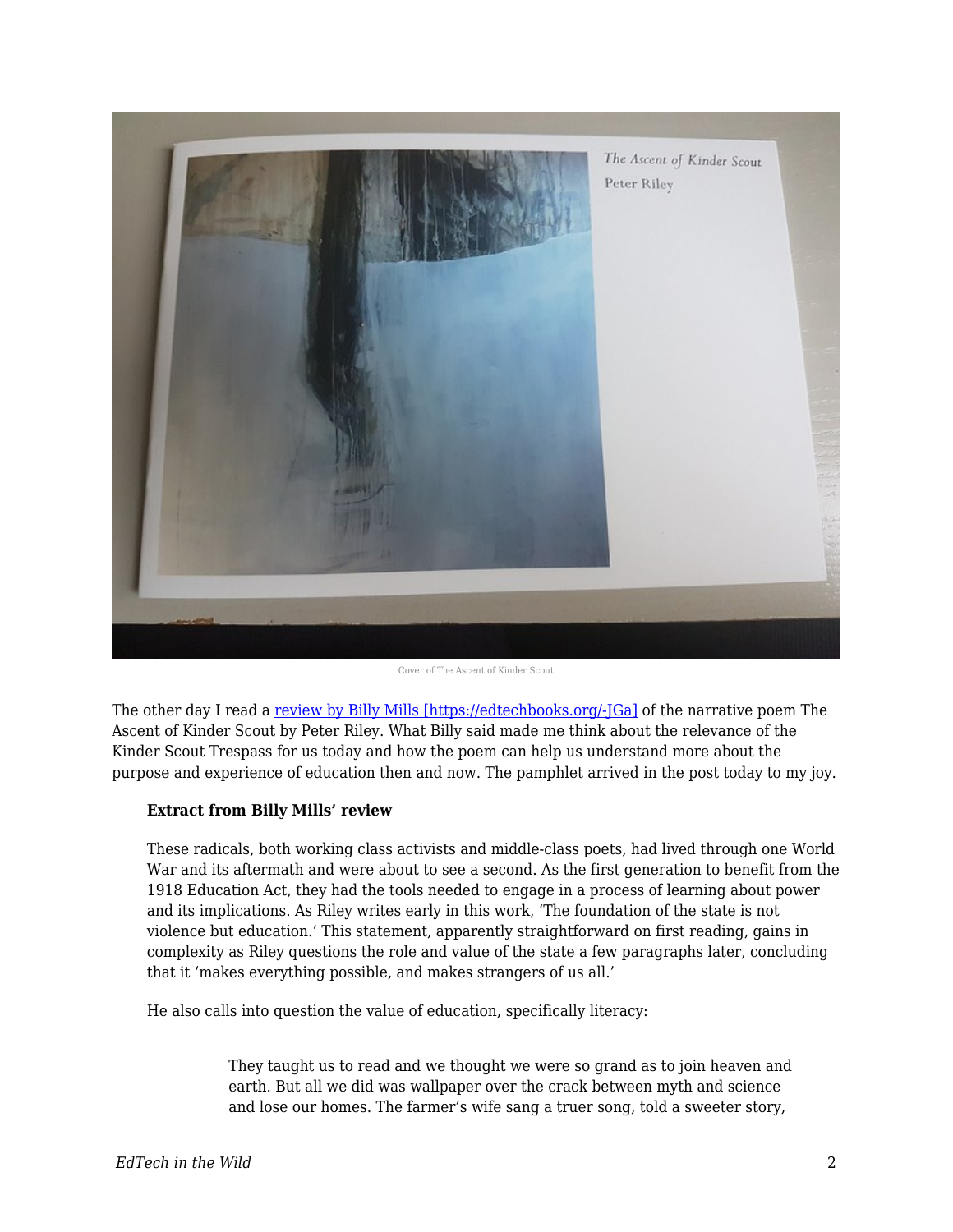Cover of The Ascent of Kinder Scout

The other day I read a [review by Billy Mills [https://edtechbooks.org/-JGa]](https://edtechbooks.org/-JGa) of the narrative poem The Ascent of Kinder Scout by Peter Riley. What Billy said made me think about the relevance of the Kinder Scout Trespass for us today and how the poem can help us understand more about the purpose and experience of education then and now. The pamphlet arrived in the post today to my joy.

> **Extract from Billy Mills' review**
>
> These radicals, both working class activists and middle-class poets, had lived through one World War and its aftermath and were about to see a second. As the first generation to benefit from the 1918 Education Act, they had the tools needed to engage in a process of learning about power and its implications. As Riley writes early in this work, 'The foundation of the state is not violence but education.' This statement, apparently straightforward on first reading, gains in complexity as Riley questions the role and value of the state a few paragraphs later, concluding that it 'makes everything possible, and makes strangers of us all.'
>
> He also calls into question the value of education, specifically literacy:
>
>> They taught us to read and we thought we were so grand as to join heaven and earth. But all we did was wallpaper over the crack between myth and science and lose our homes. The farmer's wife sang a truer song, told a sweeter story,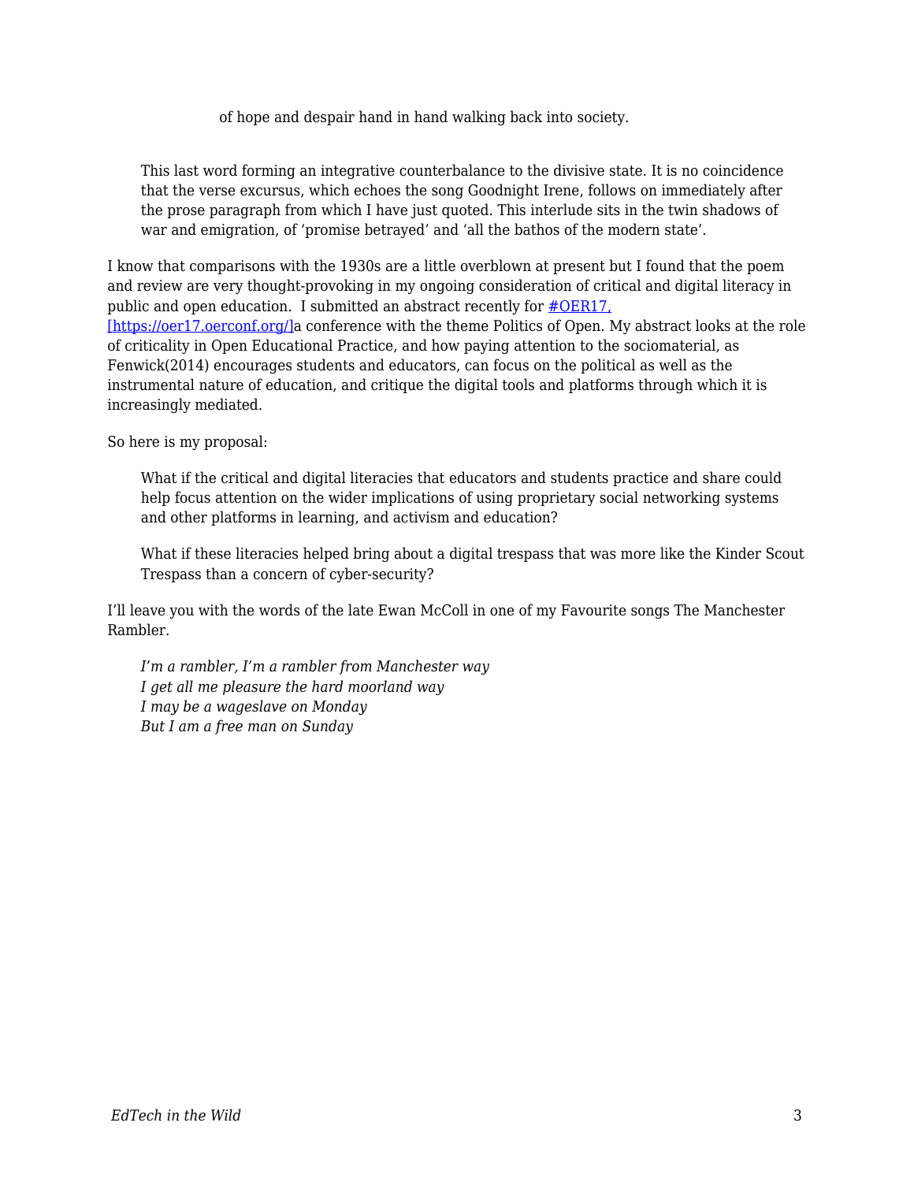> of hope and despair hand in hand walking back into society.
>
> This last word forming an integrative counterbalance to the divisive state. It is no coincidence that the verse excursus, which echoes the song Goodnight Irene, follows on immediately after the prose paragraph from which I have just quoted. This interlude sits in the twin shadows of war and emigration, of 'promise betrayed' and 'all the bathos of the modern state'.

I know that comparisons with the 1930s are a little overblown at present but I found that the poem and review are very thought-provoking in my ongoing consideration of critical and digital literacy in public and open education. I submitted an abstract recently for #OER17, [https://oer17.oerconf.org/]a conference with the theme Politics of Open. My abstract looks at the role of criticality in Open Educational Practice, and how paying attention to the sociomaterial, as Fenwick(2014) encourages students and educators, can focus on the political as well as the instrumental nature of education, and critique the digital tools and platforms through which it is increasingly mediated.

So here is my proposal:

> What if the critical and digital literacies that educators and students practice and share could help focus attention on the wider implications of using proprietary social networking systems and other platforms in learning, and activism and education?
>
> What if these literacies helped bring about a digital trespass that was more like the Kinder Scout Trespass than a concern of cyber-security?

I'll leave you with the words of the late Ewan McColl in one of my Favourite songs The Manchester Rambler.

> *I'm a rambler, I'm a rambler from Manchester way*
> *I get all me pleasure the hard moorland way*
> *I may be a wageslave on Monday*
> *But I am a free man on Sunday*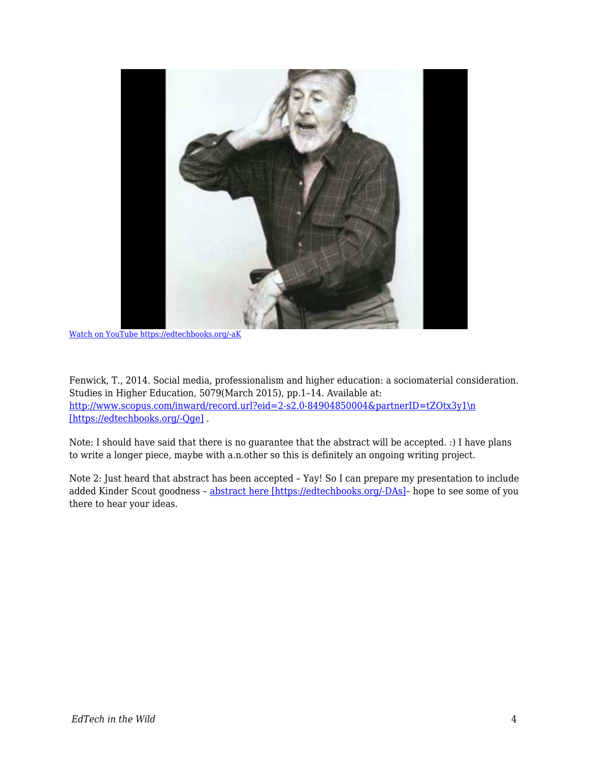[Watch on YouTube https://edtechbooks.org/-aK](https://edtechbooks.org/-aK)

Fenwick, T., 2014. Social media, professionalism and higher education: a sociomaterial consideration. Studies in Higher Education, 5079(March 2015), pp.1–14. Available at: [http://www.scopus.com/inward/record.url?eid=2-s2.0-84904850004&partnerID=tZOtx3y1\n [https://edtechbooks.org/-Qge]](https://edtechbooks.org/-Qge) .

Note: I should have said that there is no guarantee that the abstract will be accepted. :) I have plans to write a longer piece, maybe with a.n.other so this is definitely an ongoing writing project.

Note 2: Just heard that abstract has been accepted – Yay! So I can prepare my presentation to include added Kinder Scout goodness – [abstract here [https://edtechbooks.org/-DAs]](https://edtechbooks.org/-DAs)– hope to see some of you there to hear your ideas.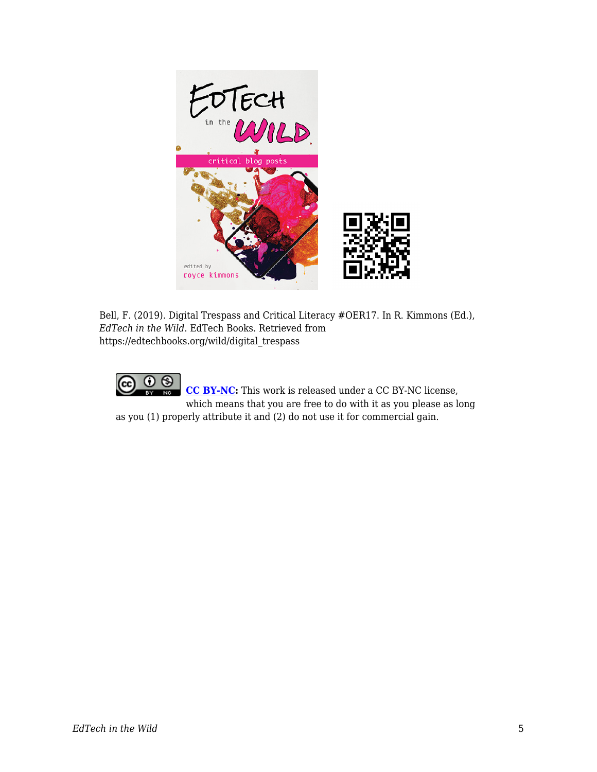Bell, F. (2019). Digital Trespass and Critical Literacy #OER17. In R. Kimmons (Ed.), *EdTech in the Wild*. EdTech Books. Retrieved from https://edtechbooks.org/wild/digital_trespass

**CC BY-NC:** This work is released under a CC BY-NC license, which means that you are free to do with it as you please as long as you (1) properly attribute it and (2) do not use it for commercial gain.